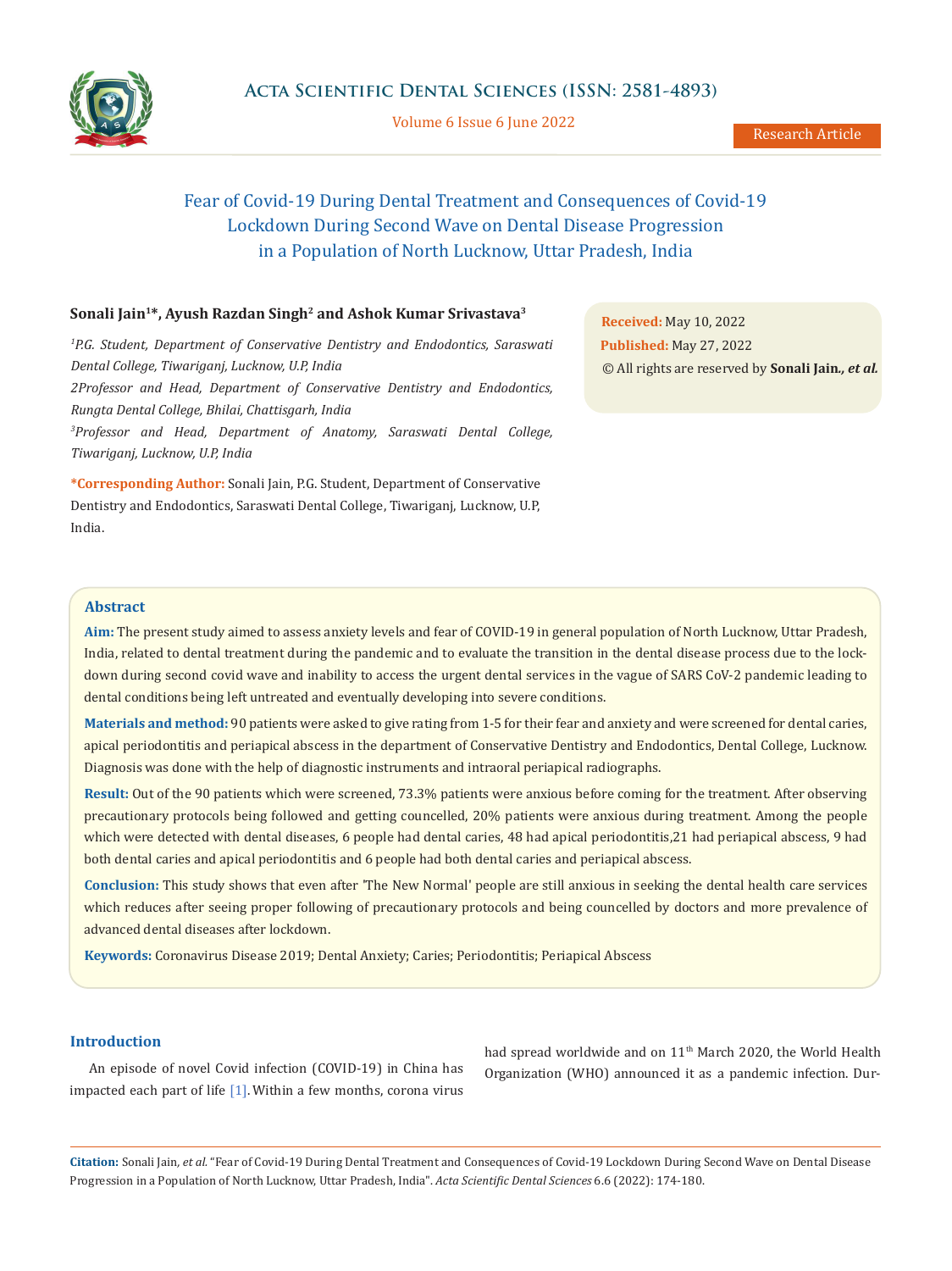# Fear of Covid-19 During Dental Treatment and Consequences of Covid-19 Lockdown During Second Wave on Dental Disease Progression in a Population of North Lucknow, Uttar Pradesh, India

**Sonali Jain[1]\*, Ayush Razdan Singh[2] and Ashok Kumar Srivastava[3]**

*[1]P.G. Student, Department of Conservative Dentistry and Endodontics, Saraswati Dental College, Tiwariganj, Lucknow, U.P, India*

*2Professor and Head, Department of Conservative Dentistry and Endodontics, Rungta Dental College, Bhilai, Chattisgarh, India*

*[3]Professor and Head, Department of Anatomy, Saraswati Dental College, Tiwariganj, Lucknow, U.P, India*

**\*Corresponding Author:** Sonali Jain, P.G. Student, Department of Conservative Dentistry and Endodontics, Saraswati Dental College, Tiwariganj, Lucknow, U.P, India.

**Received:** May 10, 2022
**Published:** May 27, 2022
© All rights are reserved by **Sonali Jain*., et al.***

## Abstract

**Aim:** The present study aimed to assess anxiety levels and fear of COVID-19 in general population of North Lucknow, Uttar Pradesh, India, related to dental treatment during the pandemic and to evaluate the transition in the dental disease process due to the lockdown during second covid wave and inability to access the urgent dental services in the vague of SARS CoV-2 pandemic leading to dental conditions being left untreated and eventually developing into severe conditions.

**Materials and method:** 90 patients were asked to give rating from 1-5 for their fear and anxiety and were screened for dental caries, apical periodontitis and periapical abscess in the department of Conservative Dentistry and Endodontics, Dental College, Lucknow. Diagnosis was done with the help of diagnostic instruments and intraoral periapical radiographs.

**Result:** Out of the 90 patients which were screened, 73.3% patients were anxious before coming for the treatment. After observing precautionary protocols being followed and getting councelled, 20% patients were anxious during treatment. Among the people which were detected with dental diseases, 6 people had dental caries, 48 had apical periodontitis,21 had periapical abscess, 9 had both dental caries and apical periodontitis and 6 people had both dental caries and periapical abscess.

**Conclusion:** This study shows that even after 'The New Normal' people are still anxious in seeking the dental health care services which reduces after seeing proper following of precautionary protocols and being councelled by doctors and more prevalence of advanced dental diseases after lockdown.

**Keywords:** Coronavirus Disease 2019; Dental Anxiety; Caries; Periodontitis; Periapical Abscess

## Introduction

An episode of novel Covid infection (COVID-19) in China has impacted each part of life [1]. Within a few months, corona virus had spread worldwide and on 11th March 2020, the World Health Organization (WHO) announced it as a pandemic infection. Dur-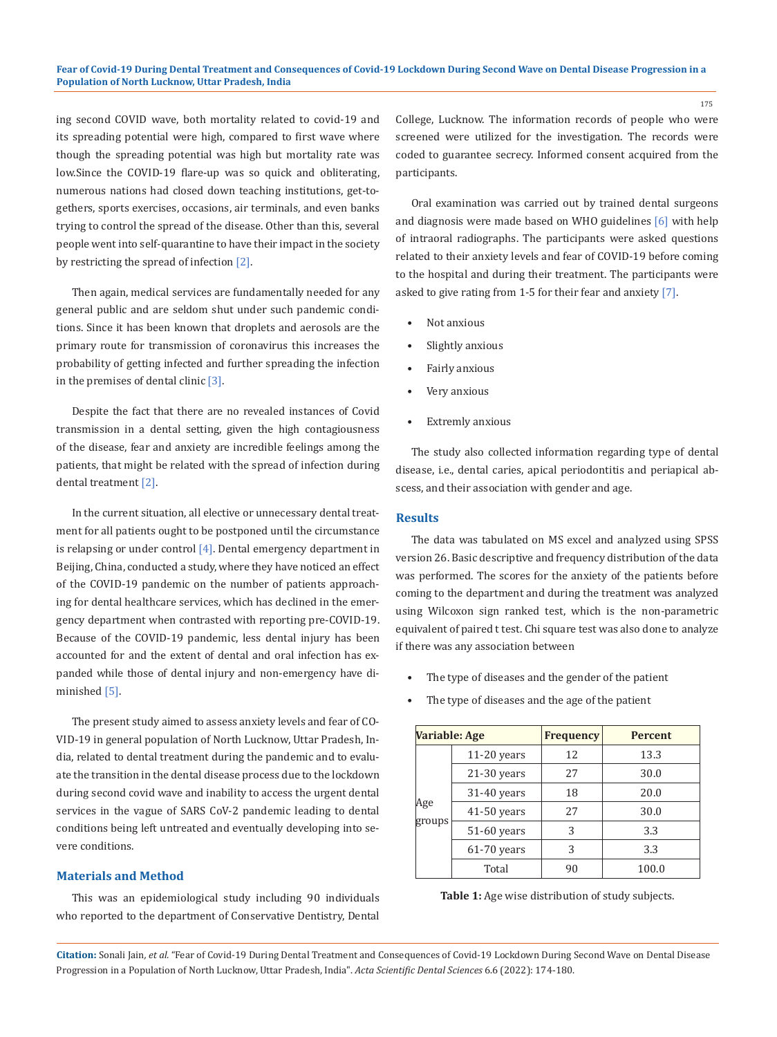ing second COVID wave, both mortality related to covid-19 and its spreading potential were high, compared to first wave where though the spreading potential was high but mortality rate was low.Since the COVID-19 flare-up was so quick and obliterating, numerous nations had closed down teaching institutions, get-togethers, sports exercises, occasions, air terminals, and even banks trying to control the spread of the disease. Other than this, several people went into self-quarantine to have their impact in the society by restricting the spread of infection [2].

Then again, medical services are fundamentally needed for any general public and are seldom shut under such pandemic conditions. Since it has been known that droplets and aerosols are the primary route for transmission of coronavirus this increases the probability of getting infected and further spreading the infection in the premises of dental clinic [3].

Despite the fact that there are no revealed instances of Covid transmission in a dental setting, given the high contagiousness of the disease, fear and anxiety are incredible feelings among the patients, that might be related with the spread of infection during dental treatment [2].

In the current situation, all elective or unnecessary dental treatment for all patients ought to be postponed until the circumstance is relapsing or under control [4]. Dental emergency department in Beijing, China, conducted a study, where they have noticed an effect of the COVID-19 pandemic on the number of patients approaching for dental healthcare services, which has declined in the emergency department when contrasted with reporting pre-COVID-19. Because of the COVID-19 pandemic, less dental injury has been accounted for and the extent of dental and oral infection has expanded while those of dental injury and non-emergency have diminished [5].

The present study aimed to assess anxiety levels and fear of COVID-19 in general population of North Lucknow, Uttar Pradesh, India, related to dental treatment during the pandemic and to evaluate the transition in the dental disease process due to the lockdown during second covid wave and inability to access the urgent dental services in the vague of SARS CoV-2 pandemic leading to dental conditions being left untreated and eventually developing into severe conditions.

## Materials and Method

This was an epidemiological study including 90 individuals who reported to the department of Conservative Dentistry, Dental College, Lucknow. The information records of people who were screened were utilized for the investigation. The records were coded to guarantee secrecy. Informed consent acquired from the participants.

Oral examination was carried out by trained dental surgeons and diagnosis were made based on WHO guidelines [6] with help of intraoral radiographs. The participants were asked questions related to their anxiety levels and fear of COVID-19 before coming to the hospital and during their treatment. The participants were asked to give rating from 1-5 for their fear and anxiety [7].

- Not anxious
- Slightly anxious
- Fairly anxious
- Very anxious
- Extremly anxious

The study also collected information regarding type of dental disease, i.e., dental caries, apical periodontitis and periapical abscess, and their association with gender and age.

## Results

The data was tabulated on MS excel and analyzed using SPSS version 26. Basic descriptive and frequency distribution of the data was performed. The scores for the anxiety of the patients before coming to the department and during the treatment was analyzed using Wilcoxon sign ranked test, which is the non-parametric equivalent of paired t test. Chi square test was also done to analyze if there was any association between

- The type of diseases and the gender of the patient
- The type of diseases and the age of the patient

| Variable: Age | | Frequency | Percent |
|---|---|---|---|
| Age groups | 11-20 years | 12 | 13.3 |
| | 21-30 years | 27 | 30.0 |
| | 31-40 years | 18 | 20.0 |
| | 41-50 years | 27 | 30.0 |
| | 51-60 years | 3 | 3.3 |
| | 61-70 years | 3 | 3.3 |
| | Total | 90 | 100.0 |

**Table 1:** Age wise distribution of study subjects.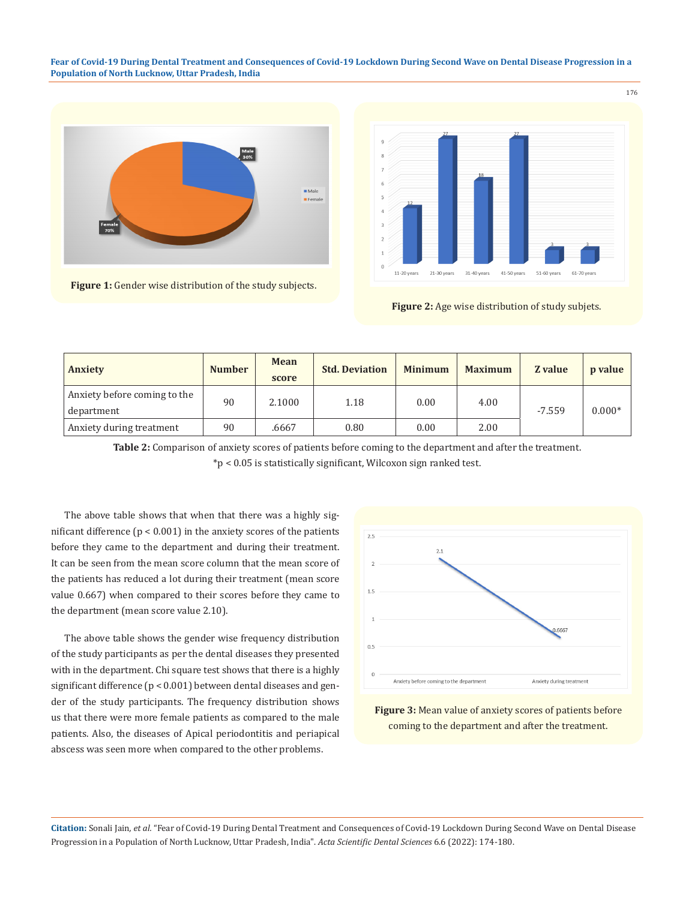Figure 1: Gender wise distribution of the study subjects.

Figure 2: Age wise distribution of study subjets.

| Anxiety | Number | Mean score | Std. Deviation | Minimum | Maximum | Z value | p value |
|---|---|---|---|---|---|---|---|
| Anxiety before coming to the department | 90 | 2.1000 | 1.18 | 0.00 | 4.00 | -7.559 | 0.000* |
| Anxiety during treatment | 90 | .6667 | 0.80 | 0.00 | 2.00 | | |

**Table 2:** Comparison of anxiety scores of patients before coming to the department and after the treatment.

*p < 0.05 is statistically significant, Wilcoxon sign ranked test.

The above table shows that when that there was a highly significant difference (p < 0.001) in the anxiety scores of the patients before they came to the department and during their treatment. It can be seen from the mean score column that the mean score of the patients has reduced a lot during their treatment (mean score value 0.667) when compared to their scores before they came to the department (mean score value 2.10).

The above table shows the gender wise frequency distribution of the study participants as per the dental diseases they presented with in the department. Chi square test shows that there is a highly significant difference (p < 0.001) between dental diseases and gender of the study participants. The frequency distribution shows us that there were more female patients as compared to the male patients. Also, the diseases of Apical periodontitis and periapical abscess was seen more when compared to the other problems.

**Figure 3:** Mean value of anxiety scores of patients before coming to the department and after the treatment.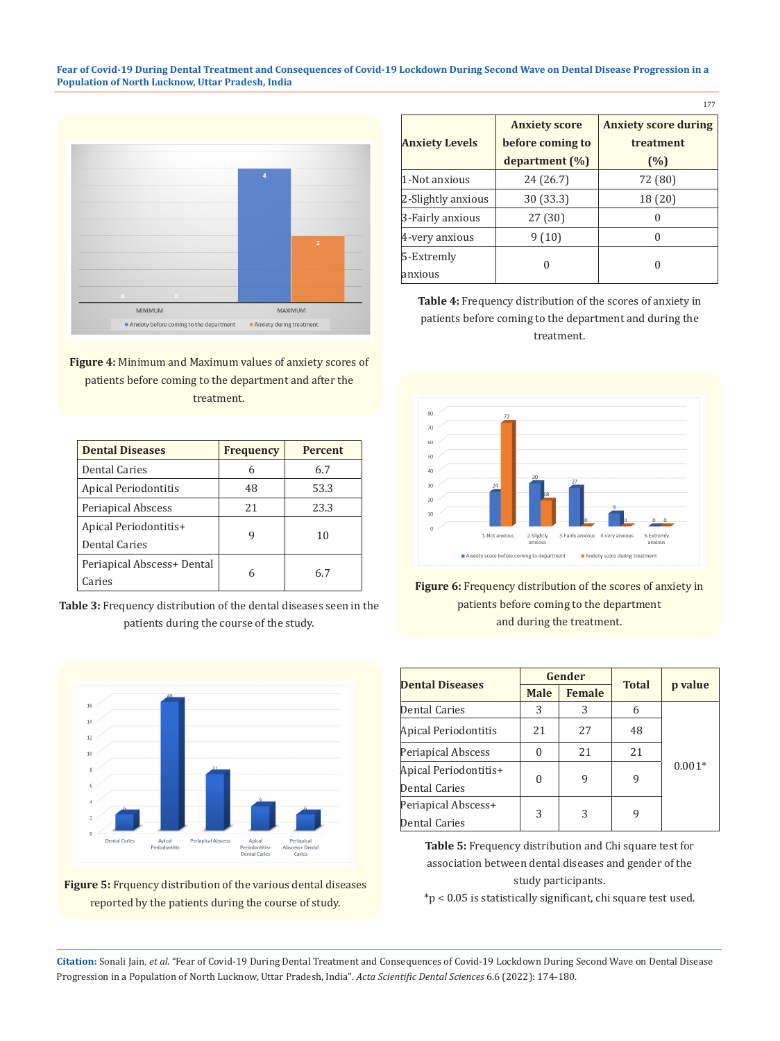Figure 4: Minimum and Maximum values of anxiety scores of patients before coming to the department and after the treatment.

| Anxiety Levels | Anxiety score before coming to department (%) | Anxiety score during treatment (%) |
|---|---|---|
| 1-Not anxious | 24 (26.7) | 72 (80) |
| 2-Slightly anxious | 30 (33.3) | 18 (20) |
| 3-Fairly anxious | 27 (30) | 0 |
| 4-very anxious | 9 (10) | 0 |
| 5-Extremly anxious | 0 | 0 |

**Table 4:** Frequency distribution of the scores of anxiety in patients before coming to the department and during the treatment.

| Dental Diseases | Frequency | Percent |
|---|---|---|
| Dental Caries | 6 | 6.7 |
| Apical Periodontitis | 48 | 53.3 |
| Periapical Abscess | 21 | 23.3 |
| Apical Periodontitis+ Dental Caries | 9 | 10 |
| Periapical Abscess+ Dental Caries | 6 | 6.7 |

**Table 3:** Frequency distribution of the dental diseases seen in the patients during the course of the study.

**Figure 6:** Frequency distribution of the scores of anxiety in patients before coming to the department and during the treatment.

**Figure 5:** Frquency distribution of the various dental diseases reported by the patients during the course of study.

| Dental Diseases | Gender | | Total | p value |
|---|---|---|---|---|
| | Male | Female | | |
| Dental Caries | 3 | 3 | 6 | 0.001* |
| Apical Periodontitis | 21 | 27 | 48 | |
| Periapical Abscess | 0 | 21 | 21 | |
| Apical Periodontitis+ Dental Caries | 0 | 9 | 9 | |
| Periapical Abscess+ Dental Caries | 3 | 3 | 9 | |

**Table 5:** Frequency distribution and Chi square test for association between dental diseases and gender of the study participants.

*p < 0.05 is statistically significant, chi square test used.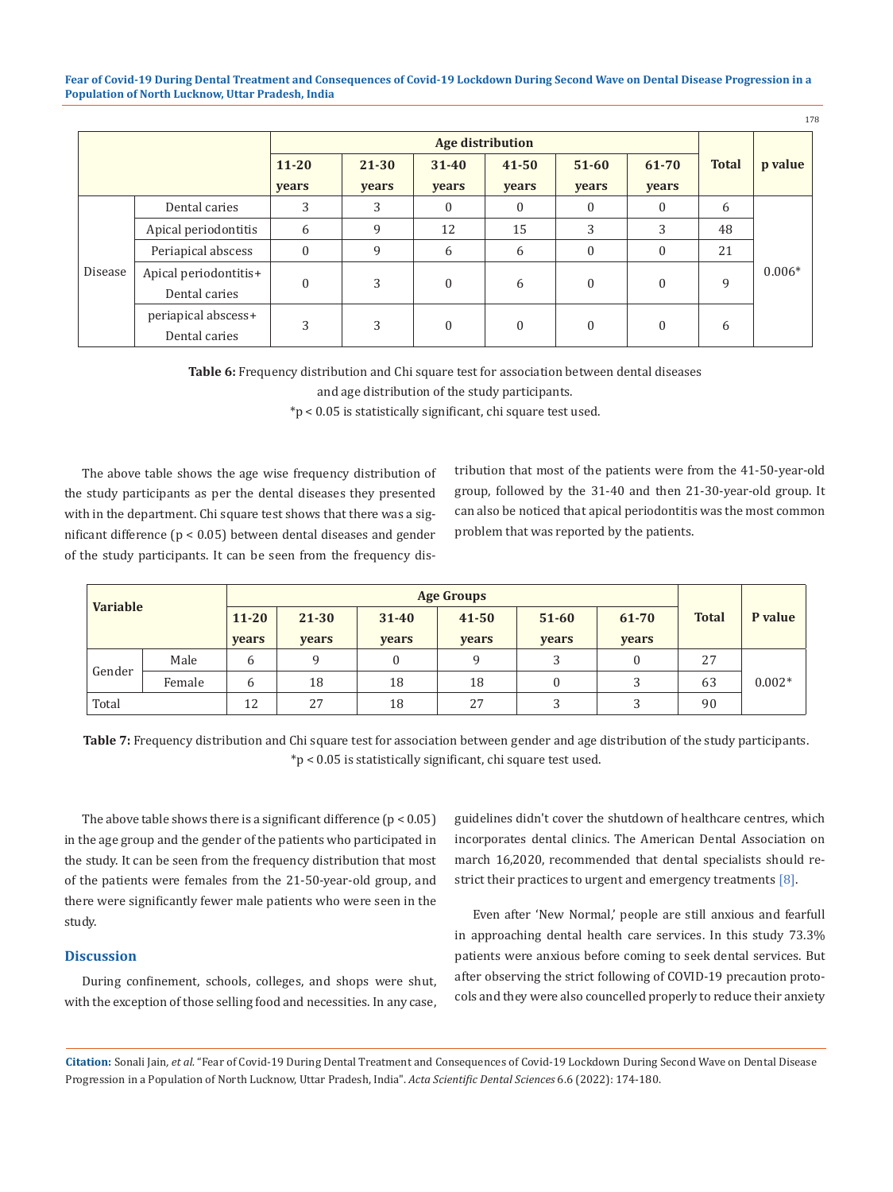| | | Age distribution | | | | | | Total | p value |
|---|---|---|---|---|---|---|---|---|---|
| | | 11-20 years | 21-30 years | 31-40 years | 41-50 years | 51-60 years | 61-70 years | | |
| Disease | Dental caries | 3 | 3 | 0 | 0 | 0 | 0 | 6 | 0.006* |
| | Apical periodontitis | 6 | 9 | 12 | 15 | 3 | 3 | 48 | |
| | Periapical abscess | 0 | 9 | 6 | 6 | 0 | 0 | 21 | |
| | Apical periodontitis+ Dental caries | 0 | 3 | 0 | 6 | 0 | 0 | 9 | |
| | periapical abscess+ Dental caries | 3 | 3 | 0 | 0 | 0 | 0 | 6 | |

**Table 6:** Frequency distribution and Chi square test for association between dental diseases and age distribution of the study participants.
*p < 0.05 is statistically significant, chi square test used.

The above table shows the age wise frequency distribution of the study participants as per the dental diseases they presented with in the department. Chi square test shows that there was a significant difference ($p < 0.05$) between dental diseases and gender of the study participants. It can be seen from the frequency distribution that most of the patients were from the 41-50-year-old group, followed by the 31-40 and then 21-30-year-old group. It can also be noticed that apical periodontitis was the most common problem that was reported by the patients.

| Variable | | Age Groups | | | | | | Total | P value |
|---|---|---|---|---|---|---|---|---|---|
| | | 11-20 years | 21-30 years | 31-40 years | 41-50 years | 51-60 years | 61-70 years | | |
| Gender | Male | 6 | 9 | 0 | 9 | 3 | 0 | 27 | 0.002* |
| | Female | 6 | 18 | 18 | 18 | 0 | 3 | 63 | |
| Total | | 12 | 27 | 18 | 27 | 3 | 3 | 90 | |

**Table 7:** Frequency distribution and Chi square test for association between gender and age distribution of the study participants.
*p < 0.05 is statistically significant, chi square test used.

The above table shows there is a significant difference ($p < 0.05$) in the age group and the gender of the patients who participated in the study. It can be seen from the frequency distribution that most of the patients were females from the 21-50-year-old group, and there were significantly fewer male patients who were seen in the study.

## Discussion

During confinement, schools, colleges, and shops were shut, with the exception of those selling food and necessities. In any case, guidelines didn't cover the shutdown of healthcare centres, which incorporates dental clinics. The American Dental Association on march 16,2020, recommended that dental specialists should restrict their practices to urgent and emergency treatments [8].

Even after 'New Normal,' people are still anxious and fearfull in approaching dental health care services. In this study 73.3% patients were anxious before coming to seek dental services. But after observing the strict following of COVID-19 precaution protocols and they were also councelled properly to reduce their anxiety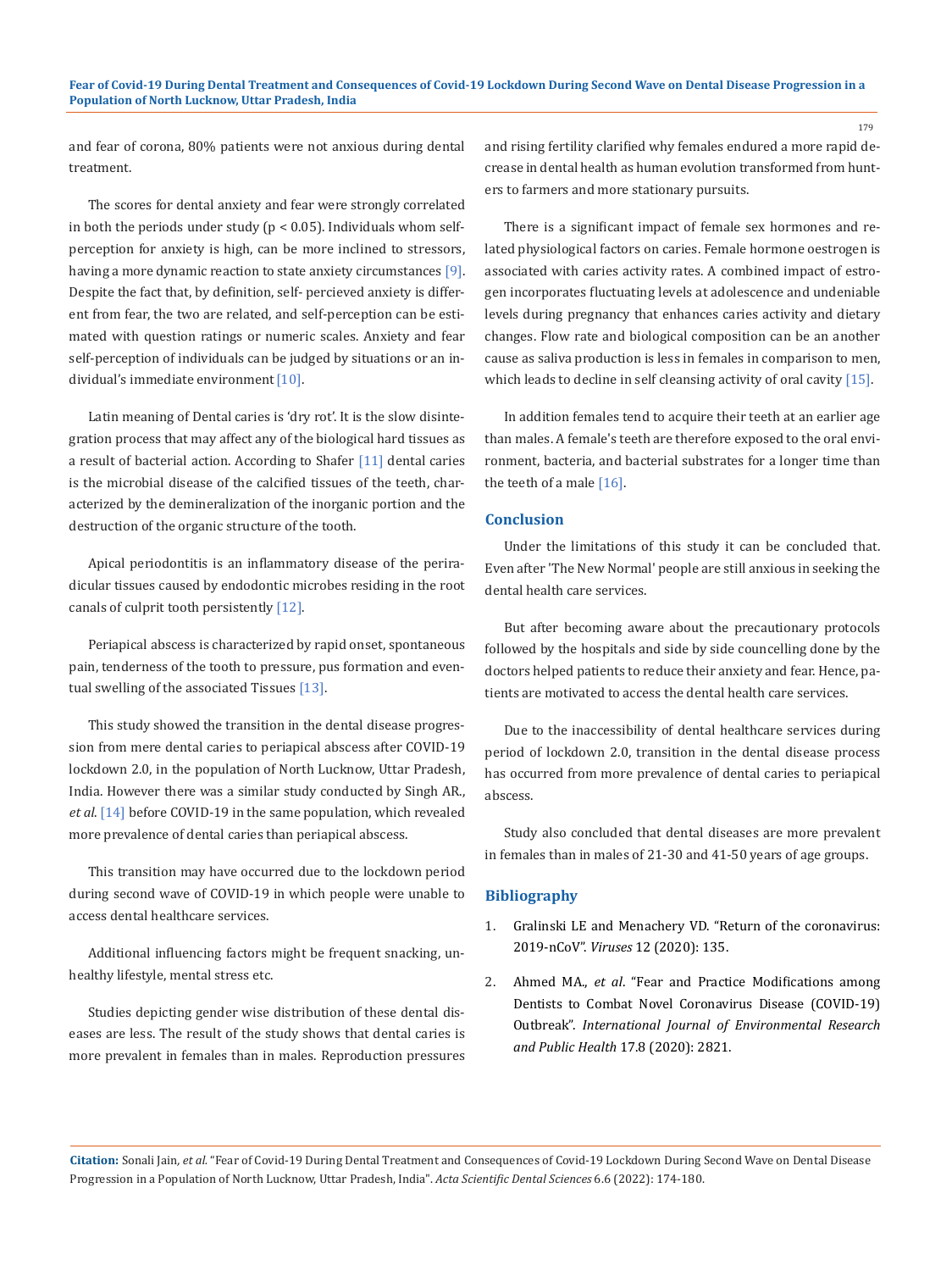and fear of corona, 80% patients were not anxious during dental treatment.

The scores for dental anxiety and fear were strongly correlated in both the periods under study ($p < 0.05$). Individuals whom self-perception for anxiety is high, can be more inclined to stressors, having a more dynamic reaction to state anxiety circumstances [9]. Despite the fact that, by definition, self- percieved anxiety is different from fear, the two are related, and self-perception can be estimated with question ratings or numeric scales. Anxiety and fear self-perception of individuals can be judged by situations or an individual's immediate environment [10].

Latin meaning of Dental caries is 'dry rot'. It is the slow disintegration process that may affect any of the biological hard tissues as a result of bacterial action. According to Shafer [11] dental caries is the microbial disease of the calcified tissues of the teeth, characterized by the demineralization of the inorganic portion and the destruction of the organic structure of the tooth.

Apical periodontitis is an inflammatory disease of the periradicular tissues caused by endodontic microbes residing in the root canals of culprit tooth persistently [12].

Periapical abscess is characterized by rapid onset, spontaneous pain, tenderness of the tooth to pressure, pus formation and eventual swelling of the associated Tissues [13].

This study showed the transition in the dental disease progression from mere dental caries to periapical abscess after COVID-19 lockdown 2.0, in the population of North Lucknow, Uttar Pradesh, India. However there was a similar study conducted by Singh AR., *et al.* [14] before COVID-19 in the same population, which revealed more prevalence of dental caries than periapical abscess.

This transition may have occurred due to the lockdown period during second wave of COVID-19 in which people were unable to access dental healthcare services.

Additional influencing factors might be frequent snacking, unhealthy lifestyle, mental stress etc.

Studies depicting gender wise distribution of these dental diseases are less. The result of the study shows that dental caries is more prevalent in females than in males. Reproduction pressures and rising fertility clarified why females endured a more rapid decrease in dental health as human evolution transformed from hunters to farmers and more stationary pursuits.

There is a significant impact of female sex hormones and related physiological factors on caries. Female hormone oestrogen is associated with caries activity rates. A combined impact of estrogen incorporates fluctuating levels at adolescence and undeniable levels during pregnancy that enhances caries activity and dietary changes. Flow rate and biological composition can be an another cause as saliva production is less in females in comparison to men, which leads to decline in self cleansing activity of oral cavity [15].

In addition females tend to acquire their teeth at an earlier age than males. A female's teeth are therefore exposed to the oral environment, bacteria, and bacterial substrates for a longer time than the teeth of a male [16].

## Conclusion

Under the limitations of this study it can be concluded that. Even after 'The New Normal' people are still anxious in seeking the dental health care services.

But after becoming aware about the precautionary protocols followed by the hospitals and side by side councelling done by the doctors helped patients to reduce their anxiety and fear. Hence, patients are motivated to access the dental health care services.

Due to the inaccessibility of dental healthcare services during period of lockdown 2.0, transition in the dental disease process has occurred from more prevalence of dental caries to periapical abscess.

Study also concluded that dental diseases are more prevalent in females than in males of 21-30 and 41-50 years of age groups.

## Bibliography

1. Gralinski LE and Menachery VD. "Return of the coronavirus: 2019-nCoV". *Viruses* 12 (2020): 135.
2. Ahmed MA., *et al*. "Fear and Practice Modifications among Dentists to Combat Novel Coronavirus Disease (COVID-19) Outbreak". *International Journal of Environmental Research and Public Health* 17.8 (2020): 2821.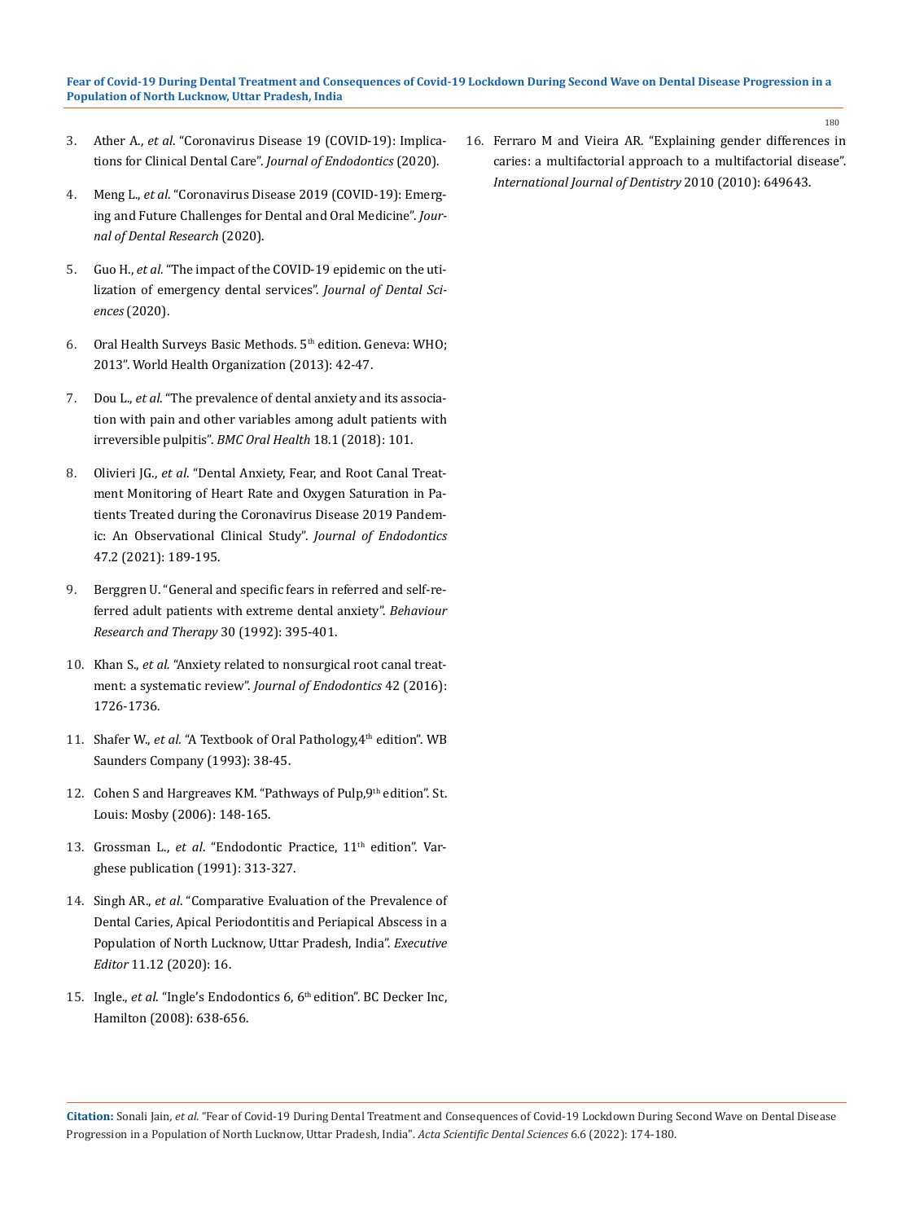3. Ather A., *et al*. "Coronavirus Disease 19 (COVID-19): Implications for Clinical Dental Care". *Journal of Endodontics* (2020).
4. Meng L., *et al*. "Coronavirus Disease 2019 (COVID-19): Emerging and Future Challenges for Dental and Oral Medicine". *Journal of Dental Research* (2020).
5. Guo H., *et al*. "The impact of the COVID-19 epidemic on the utilization of emergency dental services". *Journal of Dental Sciences* (2020).
6. Oral Health Surveys Basic Methods. 5th edition. Geneva: WHO; 2013". World Health Organization (2013): 42-47.
7. Dou L., *et al*. "The prevalence of dental anxiety and its association with pain and other variables among adult patients with irreversible pulpitis". *BMC Oral Health* 18.1 (2018): 101.
8. Olivieri JG., *et al*. "Dental Anxiety, Fear, and Root Canal Treatment Monitoring of Heart Rate and Oxygen Saturation in Patients Treated during the Coronavirus Disease 2019 Pandemic: An Observational Clinical Study". *Journal of Endodontics* 47.2 (2021): 189-195.
9. Berggren U. "General and specific fears in referred and self-referred adult patients with extreme dental anxiety". *Behaviour Research and Therapy* 30 (1992): 395-401.
10. Khan S., *et al.* "Anxiety related to nonsurgical root canal treatment: a systematic review". *Journal of Endodontics* 42 (2016): 1726-1736.
11. Shafer W., *et al.* "A Textbook of Oral Pathology,4th edition". WB Saunders Company (1993): 38-45.
12. Cohen S and Hargreaves KM. "Pathways of Pulp,9th edition". St. Louis: Mosby (2006): 148-165.
13. Grossman L., *et al*. "Endodontic Practice, 11th edition". Varghese publication (1991): 313-327.
14. Singh AR., *et al*. "Comparative Evaluation of the Prevalence of Dental Caries, Apical Periodontitis and Periapical Abscess in a Population of North Lucknow, Uttar Pradesh, India". *Executive Editor* 11.12 (2020): 16.
15. Ingle., *et al.* "Ingle's Endodontics 6, 6th edition". BC Decker Inc, Hamilton (2008): 638-656.
16. Ferraro M and Vieira AR. "Explaining gender differences in caries: a multifactorial approach to a multifactorial disease". *International Journal of Dentistry* 2010 (2010): 649643.